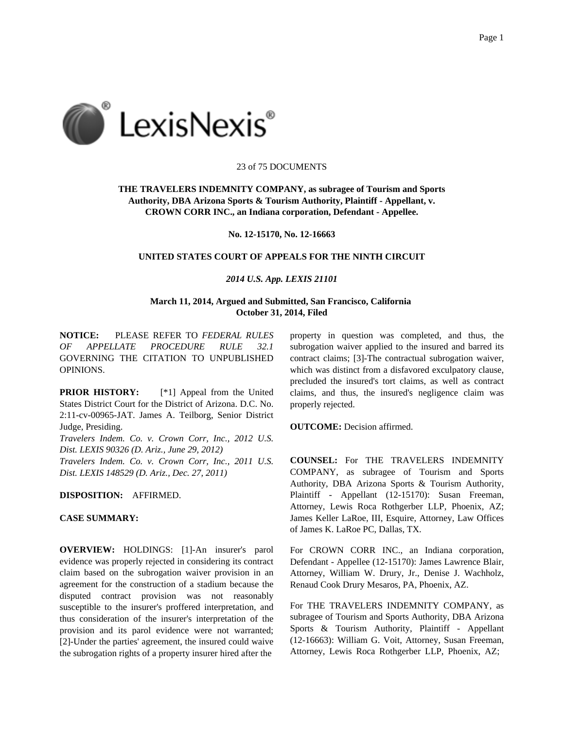23 of 75 DOCUMENTS

**THE TRAVELERS INDEMNITY COMPANY, as subragee of Tourism and Sports Authority, DBA Arizona Sports & Tourism Authority, Plaintiff - Appellant, v. CROWN CORR INC., an Indiana corporation, Defendant - Appellee.**

**No. 12-15170, No. 12-16663**

**UNITED STATES COURT OF APPEALS FOR THE NINTH CIRCUIT**

***2014 U.S. App. LEXIS 21101***

**March 11, 2014, Argued and Submitted, San Francisco, California**
**October 31, 2014, Filed**

**NOTICE:** PLEASE REFER TO *FEDERAL RULES OF APPELLATE PROCEDURE RULE 32.1* GOVERNING THE CITATION TO UNPUBLISHED OPINIONS.

**PRIOR HISTORY:** [*1] Appeal from the United States District Court for the District of Arizona. D.C. No. 2:11-cv-00965-JAT. James A. Teilborg, Senior District Judge, Presiding.
*Travelers Indem. Co. v. Crown Corr, Inc., 2012 U.S. Dist. LEXIS 90326 (D. Ariz., June 29, 2012)*
*Travelers Indem. Co. v. Crown Corr, Inc., 2011 U.S. Dist. LEXIS 148529 (D. Ariz., Dec. 27, 2011)*

**DISPOSITION:** AFFIRMED.

**CASE SUMMARY:**

**OVERVIEW:** HOLDINGS: [1]-An insurer's parol evidence was properly rejected in considering its contract claim based on the subrogation waiver provision in an agreement for the construction of a stadium because the disputed contract provision was not reasonably susceptible to the insurer's proffered interpretation, and thus consideration of the insurer's interpretation of the provision and its parol evidence were not warranted; [2]-Under the parties' agreement, the insured could waive the subrogation rights of a property insurer hired after the property in question was completed, and thus, the subrogation waiver applied to the insured and barred its contract claims; [3]-The contractual subrogation waiver, which was distinct from a disfavored exculpatory clause, precluded the insured's tort claims, as well as contract claims, and thus, the insured's negligence claim was properly rejected.

**OUTCOME:** Decision affirmed.

**COUNSEL:** For THE TRAVELERS INDEMNITY COMPANY, as subragee of Tourism and Sports Authority, DBA Arizona Sports & Tourism Authority, Plaintiff - Appellant (12-15170): Susan Freeman, Attorney, Lewis Roca Rothgerber LLP, Phoenix, AZ; James Keller LaRoe, III, Esquire, Attorney, Law Offices of James K. LaRoe PC, Dallas, TX.

For CROWN CORR INC., an Indiana corporation, Defendant - Appellee (12-15170): James Lawrence Blair, Attorney, William W. Drury, Jr., Denise J. Wachholz, Renaud Cook Drury Mesaros, PA, Phoenix, AZ.

For THE TRAVELERS INDEMNITY COMPANY, as subragee of Tourism and Sports Authority, DBA Arizona Sports & Tourism Authority, Plaintiff - Appellant (12-16663): William G. Voit, Attorney, Susan Freeman, Attorney, Lewis Roca Rothgerber LLP, Phoenix, AZ;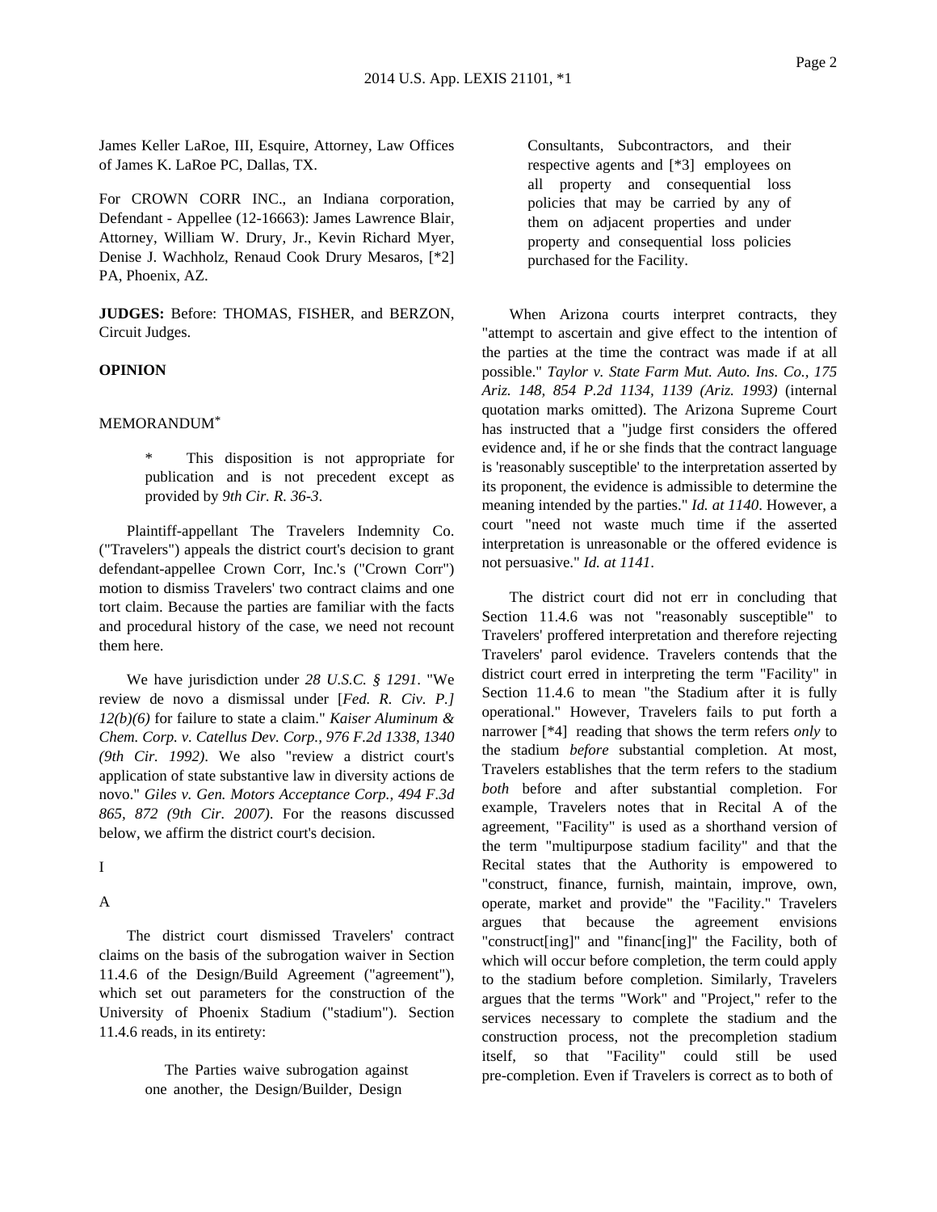James Keller LaRoe, III, Esquire, Attorney, Law Offices of James K. LaRoe PC, Dallas, TX.

For CROWN CORR INC., an Indiana corporation, Defendant - Appellee (12-16663): James Lawrence Blair, Attorney, William W. Drury, Jr., Kevin Richard Myer, Denise J. Wachholz, Renaud Cook Drury Mesaros, [*2] PA, Phoenix, AZ.

**JUDGES:** Before: THOMAS, FISHER, and BERZON, Circuit Judges.

**OPINION**

MEMORANDUM*

> * This disposition is not appropriate for publication and is not precedent except as provided by *9th Cir. R. 36-3*.

Plaintiff-appellant The Travelers Indemnity Co. ("Travelers") appeals the district court's decision to grant defendant-appellee Crown Corr, Inc.'s ("Crown Corr") motion to dismiss Travelers' two contract claims and one tort claim. Because the parties are familiar with the facts and procedural history of the case, we need not recount them here.

We have jurisdiction under *28 U.S.C. § 1291*. "We review de novo a dismissal under [*Fed. R. Civ. P.] 12(b)(6)* for failure to state a claim." *Kaiser Aluminum & Chem. Corp. v. Catellus Dev. Corp., 976 F.2d 1338, 1340 (9th Cir. 1992)*. We also "review a district court's application of state substantive law in diversity actions de novo." *Giles v. Gen. Motors Acceptance Corp., 494 F.3d 865, 872 (9th Cir. 2007)*. For the reasons discussed below, we affirm the district court's decision.

I

A

The district court dismissed Travelers' contract claims on the basis of the subrogation waiver in Section 11.4.6 of the Design/Build Agreement ("agreement"), which set out parameters for the construction of the University of Phoenix Stadium ("stadium"). Section 11.4.6 reads, in its entirety:

> The Parties waive subrogation against one another, the Design/Builder, Design Consultants, Subcontractors, and their respective agents and [*3] employees on all property and consequential loss policies that may be carried by any of them on adjacent properties and under property and consequential loss policies purchased for the Facility.

When Arizona courts interpret contracts, they "attempt to ascertain and give effect to the intention of the parties at the time the contract was made if at all possible." *Taylor v. State Farm Mut. Auto. Ins. Co., 175 Ariz. 148, 854 P.2d 1134, 1139 (Ariz. 1993)* (internal quotation marks omitted). The Arizona Supreme Court has instructed that a "judge first considers the offered evidence and, if he or she finds that the contract language is 'reasonably susceptible' to the interpretation asserted by its proponent, the evidence is admissible to determine the meaning intended by the parties." *Id. at 1140*. However, a court "need not waste much time if the asserted interpretation is unreasonable or the offered evidence is not persuasive." *Id. at 1141*.

The district court did not err in concluding that Section 11.4.6 was not "reasonably susceptible" to Travelers' proffered interpretation and therefore rejecting Travelers' parol evidence. Travelers contends that the district court erred in interpreting the term "Facility" in Section 11.4.6 to mean "the Stadium after it is fully operational." However, Travelers fails to put forth a narrower [*4] reading that shows the term refers *only* to the stadium *before* substantial completion. At most, Travelers establishes that the term refers to the stadium *both* before and after substantial completion. For example, Travelers notes that in Recital A of the agreement, "Facility" is used as a shorthand version of the term "multipurpose stadium facility" and that the Recital states that the Authority is empowered to "construct, finance, furnish, maintain, improve, own, operate, market and provide" the "Facility." Travelers argues that because the agreement envisions "construct[ing]" and "financ[ing]" the Facility, both of which will occur before completion, the term could apply to the stadium before completion. Similarly, Travelers argues that the terms "Work" and "Project," refer to the services necessary to complete the stadium and the construction process, not the precompletion stadium itself, so that "Facility" could still be used pre-completion. Even if Travelers is correct as to both of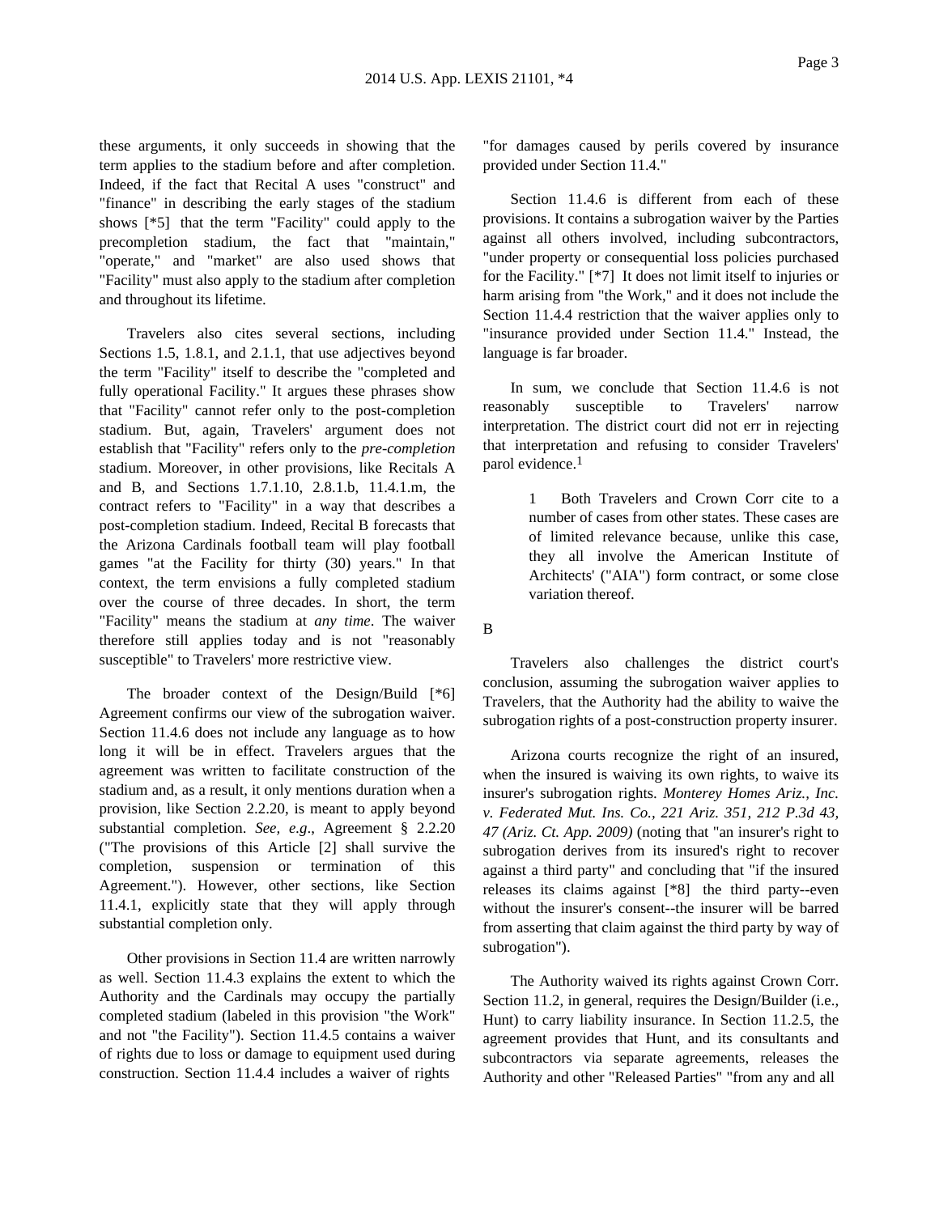these arguments, it only succeeds in showing that the term applies to the stadium before and after completion. Indeed, if the fact that Recital A uses "construct" and "finance" in describing the early stages of the stadium shows [*5] that the term "Facility" could apply to the precompletion stadium, the fact that "maintain," "operate," and "market" are also used shows that "Facility" must also apply to the stadium after completion and throughout its lifetime.

Travelers also cites several sections, including Sections 1.5, 1.8.1, and 2.1.1, that use adjectives beyond the term "Facility" itself to describe the "completed and fully operational Facility." It argues these phrases show that "Facility" cannot refer only to the post-completion stadium. But, again, Travelers' argument does not establish that "Facility" refers only to the *pre-completion* stadium. Moreover, in other provisions, like Recitals A and B, and Sections 1.7.1.10, 2.8.1.b, 11.4.1.m, the contract refers to "Facility" in a way that describes a post-completion stadium. Indeed, Recital B forecasts that the Arizona Cardinals football team will play football games "at the Facility for thirty (30) years." In that context, the term envisions a fully completed stadium over the course of three decades. In short, the term "Facility" means the stadium at *any time*. The waiver therefore still applies today and is not "reasonably susceptible" to Travelers' more restrictive view.

The broader context of the Design/Build [*6] Agreement confirms our view of the subrogation waiver. Section 11.4.6 does not include any language as to how long it will be in effect. Travelers argues that the agreement was written to facilitate construction of the stadium and, as a result, it only mentions duration when a provision, like Section 2.2.20, is meant to apply beyond substantial completion. *See, e.g.*, Agreement § 2.2.20 ("The provisions of this Article [2] shall survive the completion, suspension or termination of this Agreement."). However, other sections, like Section 11.4.1, explicitly state that they will apply through substantial completion only.

Other provisions in Section 11.4 are written narrowly as well. Section 11.4.3 explains the extent to which the Authority and the Cardinals may occupy the partially completed stadium (labeled in this provision "the Work" and not "the Facility"). Section 11.4.5 contains a waiver of rights due to loss or damage to equipment used during construction. Section 11.4.4 includes a waiver of rights "for damages caused by perils covered by insurance provided under Section 11.4."

Section 11.4.6 is different from each of these provisions. It contains a subrogation waiver by the Parties against all others involved, including subcontractors, "under property or consequential loss policies purchased for the Facility." [*7] It does not limit itself to injuries or harm arising from "the Work," and it does not include the Section 11.4.4 restriction that the waiver applies only to "insurance provided under Section 11.4." Instead, the language is far broader.

In sum, we conclude that Section 11.4.6 is not reasonably susceptible to Travelers' narrow interpretation. The district court did not err in rejecting that interpretation and refusing to consider Travelers' parol evidence.[1]

> 1 Both Travelers and Crown Corr cite to a number of cases from other states. These cases are of limited relevance because, unlike this case, they all involve the American Institute of Architects' ("AIA") form contract, or some close variation thereof.

B

Travelers also challenges the district court's conclusion, assuming the subrogation waiver applies to Travelers, that the Authority had the ability to waive the subrogation rights of a post-construction property insurer.

Arizona courts recognize the right of an insured, when the insured is waiving its own rights, to waive its insurer's subrogation rights. *Monterey Homes Ariz., Inc. v. Federated Mut. Ins. Co., 221 Ariz. 351, 212 P.3d 43, 47 (Ariz. Ct. App. 2009)* (noting that "an insurer's right to subrogation derives from its insured's right to recover against a third party" and concluding that "if the insured releases its claims against [*8] the third party--even without the insurer's consent--the insurer will be barred from asserting that claim against the third party by way of subrogation").

The Authority waived its rights against Crown Corr. Section 11.2, in general, requires the Design/Builder (i.e., Hunt) to carry liability insurance. In Section 11.2.5, the agreement provides that Hunt, and its consultants and subcontractors via separate agreements, releases the Authority and other "Released Parties" "from any and all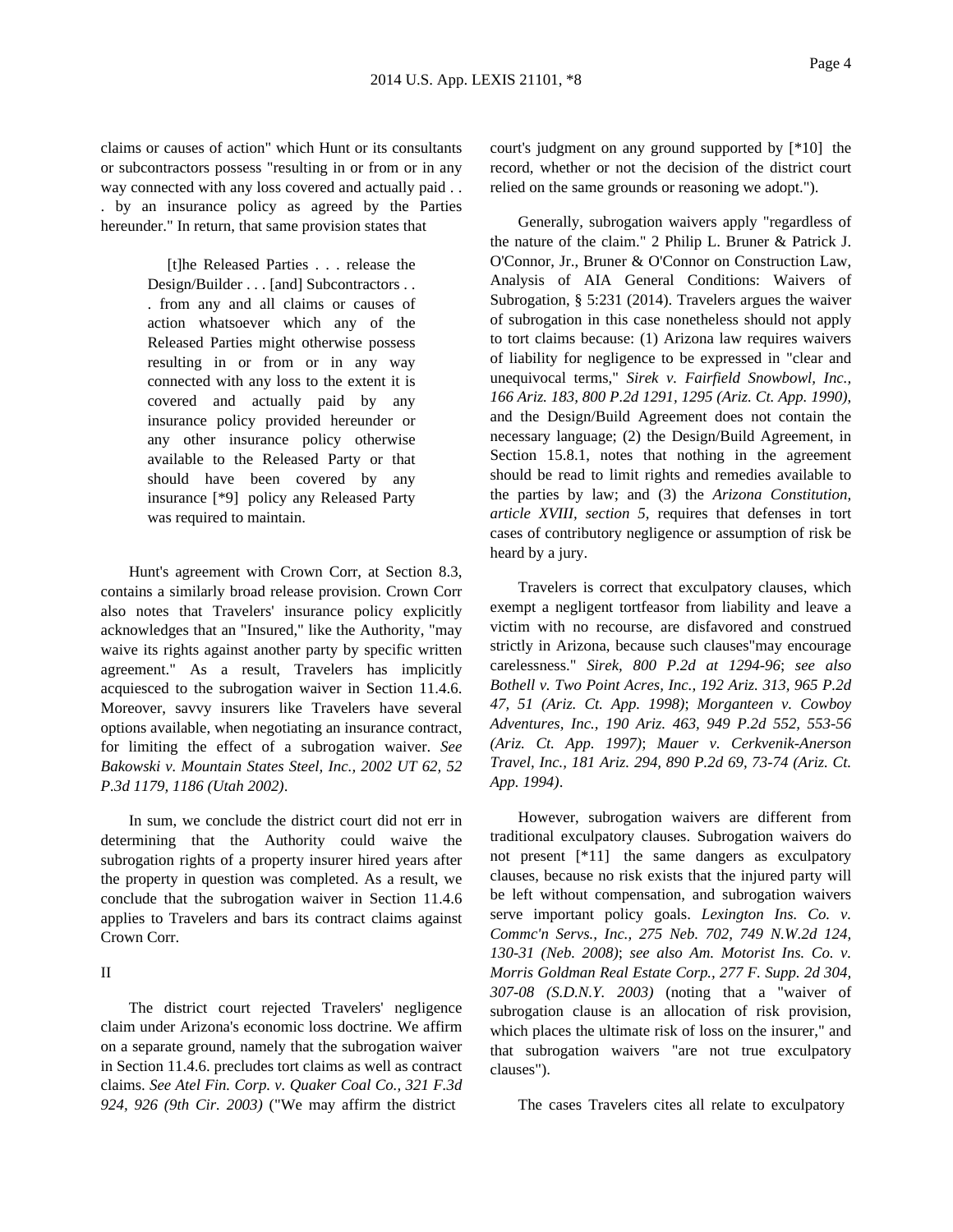claims or causes of action" which Hunt or its consultants or subcontractors possess "resulting in or from or in any way connected with any loss covered and actually paid . . . by an insurance policy as agreed by the Parties hereunder." In return, that same provision states that

> [t]he Released Parties . . . release the Design/Builder . . . [and] Subcontractors . . . from any and all claims or causes of action whatsoever which any of the Released Parties might otherwise possess resulting in or from or in any way connected with any loss to the extent it is covered and actually paid by any insurance policy provided hereunder or any other insurance policy otherwise available to the Released Party or that should have been covered by any insurance [*9] policy any Released Party was required to maintain.

Hunt's agreement with Crown Corr, at Section 8.3, contains a similarly broad release provision. Crown Corr also notes that Travelers' insurance policy explicitly acknowledges that an "Insured," like the Authority, "may waive its rights against another party by specific written agreement." As a result, Travelers has implicitly acquiesced to the subrogation waiver in Section 11.4.6. Moreover, savvy insurers like Travelers have several options available, when negotiating an insurance contract, for limiting the effect of a subrogation waiver. *See Bakowski v. Mountain States Steel, Inc., 2002 UT 62, 52 P.3d 1179, 1186 (Utah 2002)*.

In sum, we conclude the district court did not err in determining that the Authority could waive the subrogation rights of a property insurer hired years after the property in question was completed. As a result, we conclude that the subrogation waiver in Section 11.4.6 applies to Travelers and bars its contract claims against Crown Corr.

II

The district court rejected Travelers' negligence claim under Arizona's economic loss doctrine. We affirm on a separate ground, namely that the subrogation waiver in Section 11.4.6. precludes tort claims as well as contract claims. *See Atel Fin. Corp. v. Quaker Coal Co., 321 F.3d 924, 926 (9th Cir. 2003)* ("We may affirm the district court's judgment on any ground supported by [*10] the record, whether or not the decision of the district court relied on the same grounds or reasoning we adopt.").

Generally, subrogation waivers apply "regardless of the nature of the claim." 2 Philip L. Bruner & Patrick J. O'Connor, Jr., Bruner & O'Connor on Construction Law, Analysis of AIA General Conditions: Waivers of Subrogation, § 5:231 (2014). Travelers argues the waiver of subrogation in this case nonetheless should not apply to tort claims because: (1) Arizona law requires waivers of liability for negligence to be expressed in "clear and unequivocal terms," *Sirek v. Fairfield Snowbowl, Inc., 166 Ariz. 183, 800 P.2d 1291, 1295 (Ariz. Ct. App. 1990)*, and the Design/Build Agreement does not contain the necessary language; (2) the Design/Build Agreement, in Section 15.8.1, notes that nothing in the agreement should be read to limit rights and remedies available to the parties by law; and (3) the *Arizona Constitution, article XVIII, section 5*, requires that defenses in tort cases of contributory negligence or assumption of risk be heard by a jury.

Travelers is correct that exculpatory clauses, which exempt a negligent tortfeasor from liability and leave a victim with no recourse, are disfavored and construed strictly in Arizona, because such clauses"may encourage carelessness." *Sirek, 800 P.2d at 1294-96*; *see also Bothell v. Two Point Acres, Inc., 192 Ariz. 313, 965 P.2d 47, 51 (Ariz. Ct. App. 1998)*; *Morganteen v. Cowboy Adventures, Inc., 190 Ariz. 463, 949 P.2d 552, 553-56 (Ariz. Ct. App. 1997)*; *Mauer v. Cerkvenik-Anerson Travel, Inc., 181 Ariz. 294, 890 P.2d 69, 73-74 (Ariz. Ct. App. 1994)*.

However, subrogation waivers are different from traditional exculpatory clauses. Subrogation waivers do not present [*11] the same dangers as exculpatory clauses, because no risk exists that the injured party will be left without compensation, and subrogation waivers serve important policy goals. *Lexington Ins. Co. v. Commc'n Servs., Inc., 275 Neb. 702, 749 N.W.2d 124, 130-31 (Neb. 2008)*; *see also Am. Motorist Ins. Co. v. Morris Goldman Real Estate Corp., 277 F. Supp. 2d 304, 307-08 (S.D.N.Y. 2003)* (noting that a "waiver of subrogation clause is an allocation of risk provision, which places the ultimate risk of loss on the insurer," and that subrogation waivers "are not true exculpatory clauses").

The cases Travelers cites all relate to exculpatory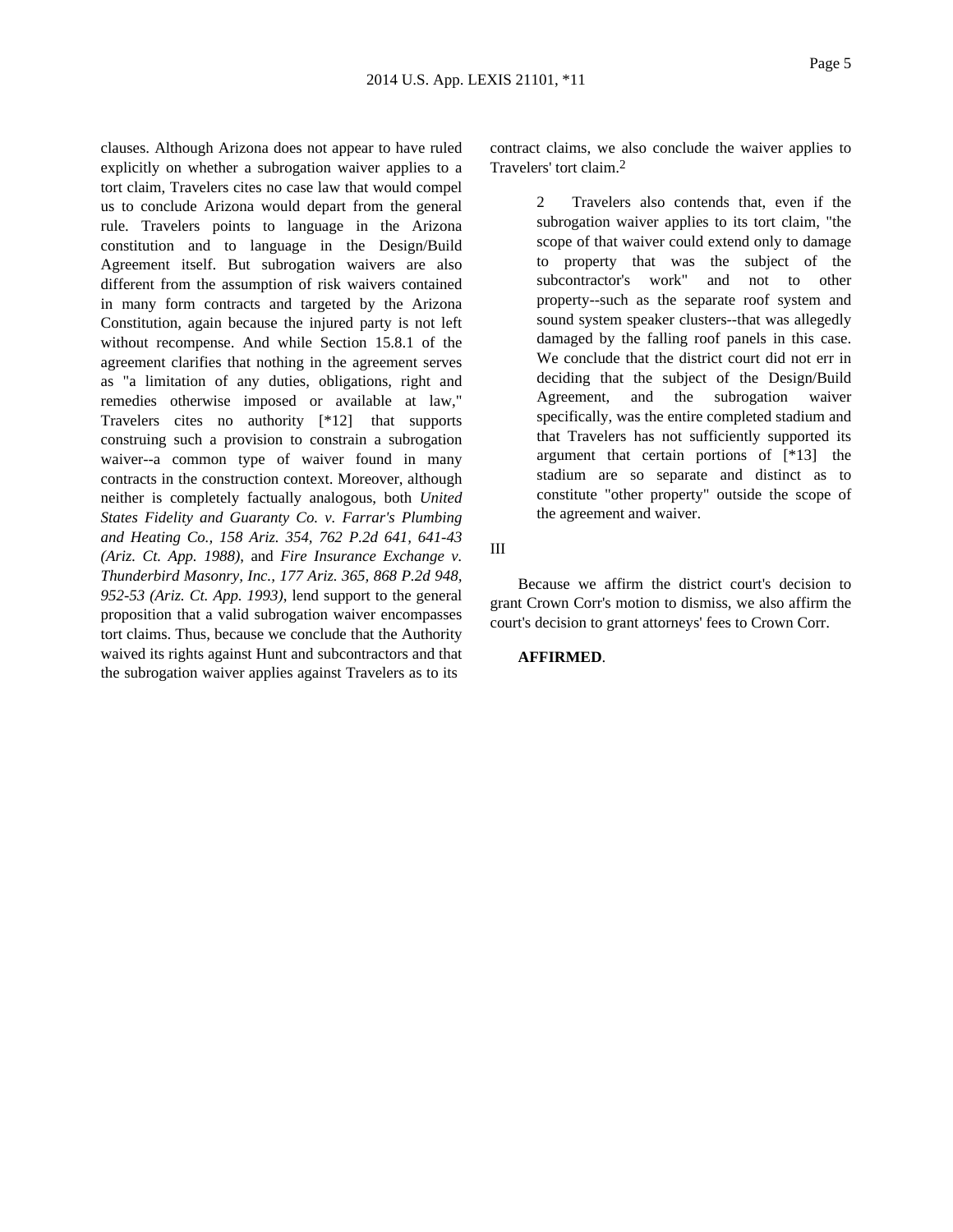clauses. Although Arizona does not appear to have ruled explicitly on whether a subrogation waiver applies to a tort claim, Travelers cites no case law that would compel us to conclude Arizona would depart from the general rule. Travelers points to language in the Arizona constitution and to language in the Design/Build Agreement itself. But subrogation waivers are also different from the assumption of risk waivers contained in many form contracts and targeted by the Arizona Constitution, again because the injured party is not left without recompense. And while Section 15.8.1 of the agreement clarifies that nothing in the agreement serves as "a limitation of any duties, obligations, right and remedies otherwise imposed or available at law," Travelers cites no authority [*12] that supports construing such a provision to constrain a subrogation waiver--a common type of waiver found in many contracts in the construction context. Moreover, although neither is completely factually analogous, both *United States Fidelity and Guaranty Co. v. Farrar's Plumbing and Heating Co., 158 Ariz. 354, 762 P.2d 641, 641-43 (Ariz. Ct. App. 1988)*, and *Fire Insurance Exchange v. Thunderbird Masonry, Inc., 177 Ariz. 365, 868 P.2d 948, 952-53 (Ariz. Ct. App. 1993)*, lend support to the general proposition that a valid subrogation waiver encompasses tort claims. Thus, because we conclude that the Authority waived its rights against Hunt and subcontractors and that the subrogation waiver applies against Travelers as to its contract claims, we also conclude the waiver applies to Travelers' tort claim.[2]

> 2 Travelers also contends that, even if the subrogation waiver applies to its tort claim, "the scope of that waiver could extend only to damage to property that was the subject of the subcontractor's work" and not to other property--such as the separate roof system and sound system speaker clusters--that was allegedly damaged by the falling roof panels in this case. We conclude that the district court did not err in deciding that the subject of the Design/Build Agreement, and the subrogation waiver specifically, was the entire completed stadium and that Travelers has not sufficiently supported its argument that certain portions of [*13] the stadium are so separate and distinct as to constitute "other property" outside the scope of the agreement and waiver.

III

Because we affirm the district court's decision to grant Crown Corr's motion to dismiss, we also affirm the court's decision to grant attorneys' fees to Crown Corr.

**AFFIRMED**.